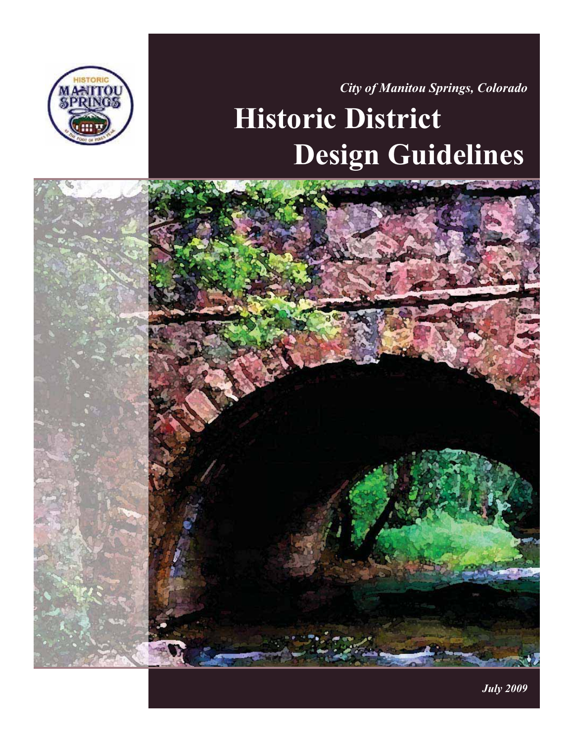*City of Manitou Springs, Colorado*

# Historic District Design Guidelines

*July 2009*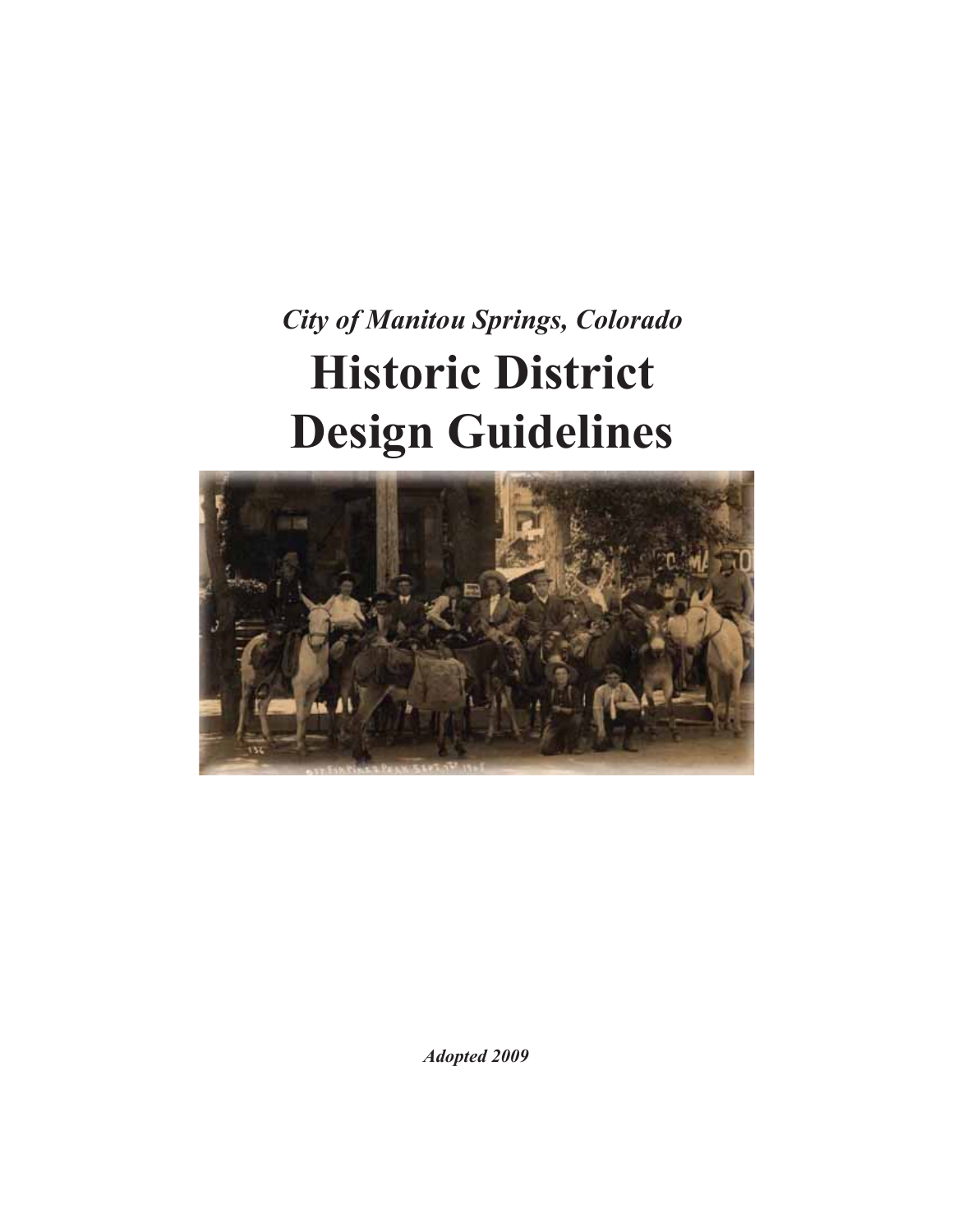*City of Manitou Springs, Colorado*

# Historic District Design Guidelines

***Adopted 2009***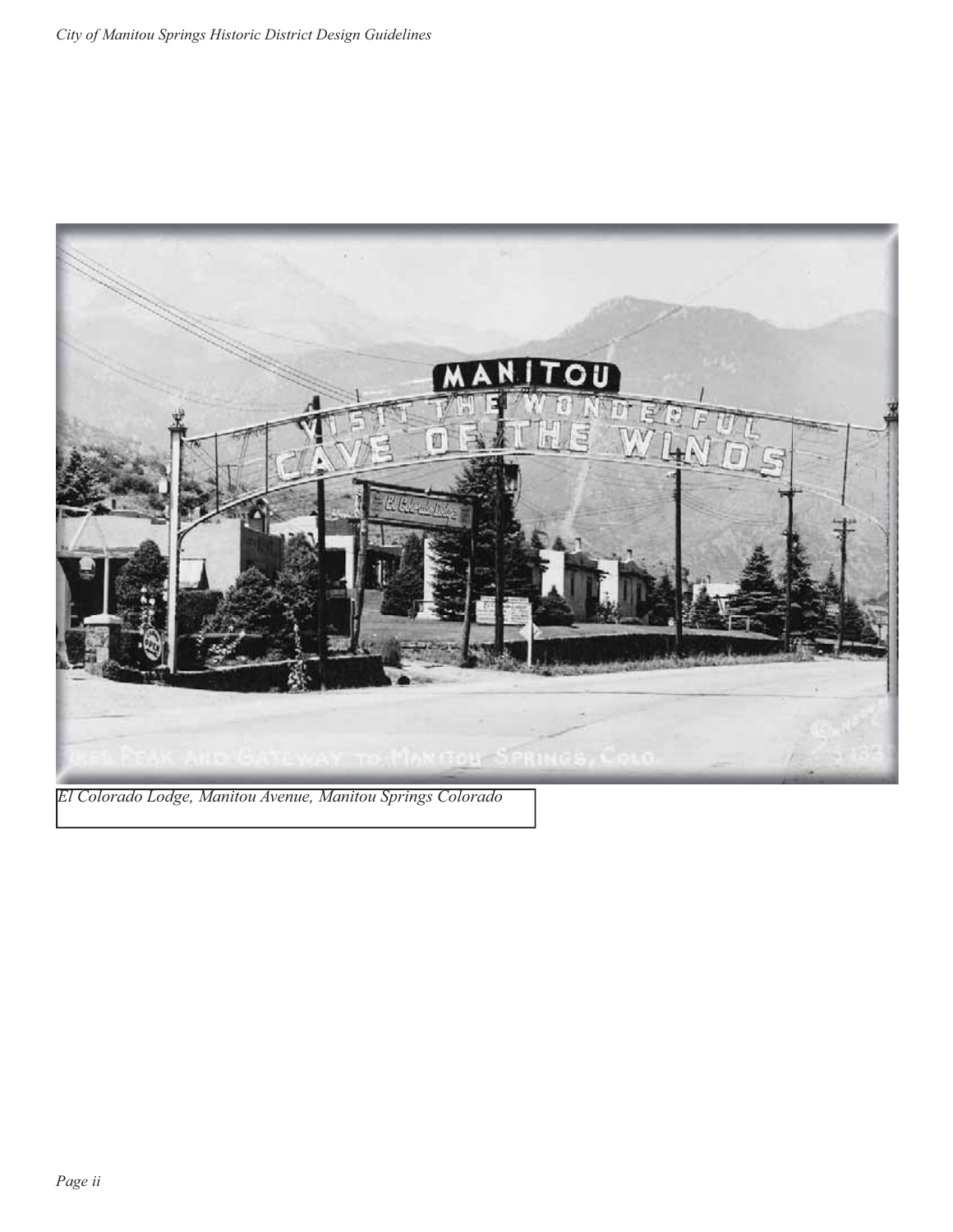*El Colorado Lodge, Manitou Avenue, Manitou Springs Colorado*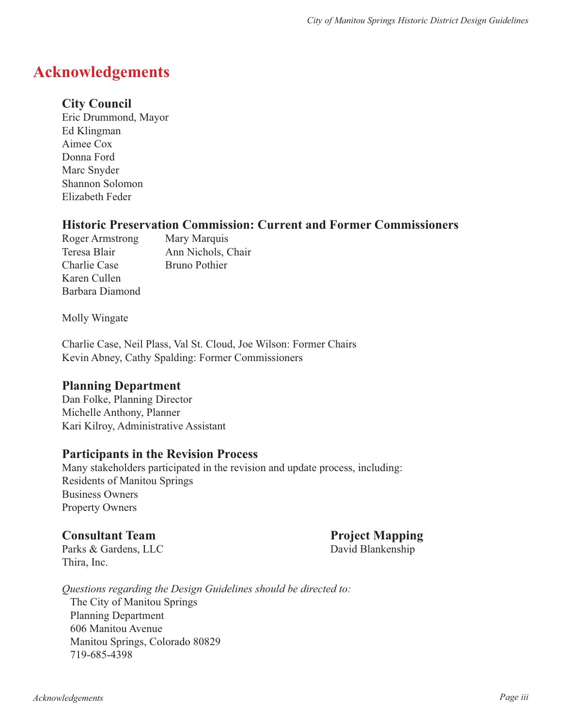# Acknowledgements

### City Council

Eric Drummond, Mayor
Ed Klingman
Aimee Cox
Donna Ford
Marc Snyder
Shannon Solomon
Elizabeth Feder

### Historic Preservation Commission: Current and Former Commissioners

Roger Armstrong
Teresa Blair
Charlie Case
Karen Cullen
Barbara Diamond
Mary Marquis
Ann Nichols, Chair
Bruno Pothier

Molly Wingate

Charlie Case, Neil Plass, Val St. Cloud, Joe Wilson: Former Chairs
Kevin Abney, Cathy Spalding: Former Commissioners

### Planning Department

Dan Folke, Planning Director
Michelle Anthony, Planner
Kari Kilroy, Administrative Assistant

### Participants in the Revision Process

Many stakeholders participated in the revision and update process, including:
Residents of Manitou Springs
Business Owners
Property Owners

### Consultant Team

Parks & Gardens, LLC
Thira, Inc.

### Project Mapping

David Blankenship

*Questions regarding the Design Guidelines should be directed to:*

The City of Manitou Springs
Planning Department
606 Manitou Avenue
Manitou Springs, Colorado 80829
719-685-4398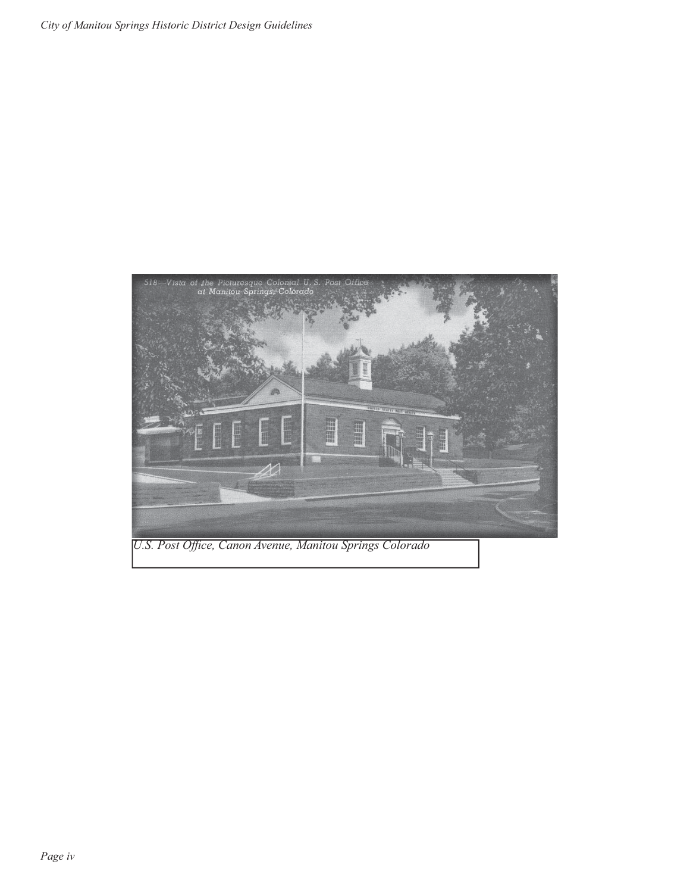U.S. Post Office, Canon Avenue, Manitou Springs Colorado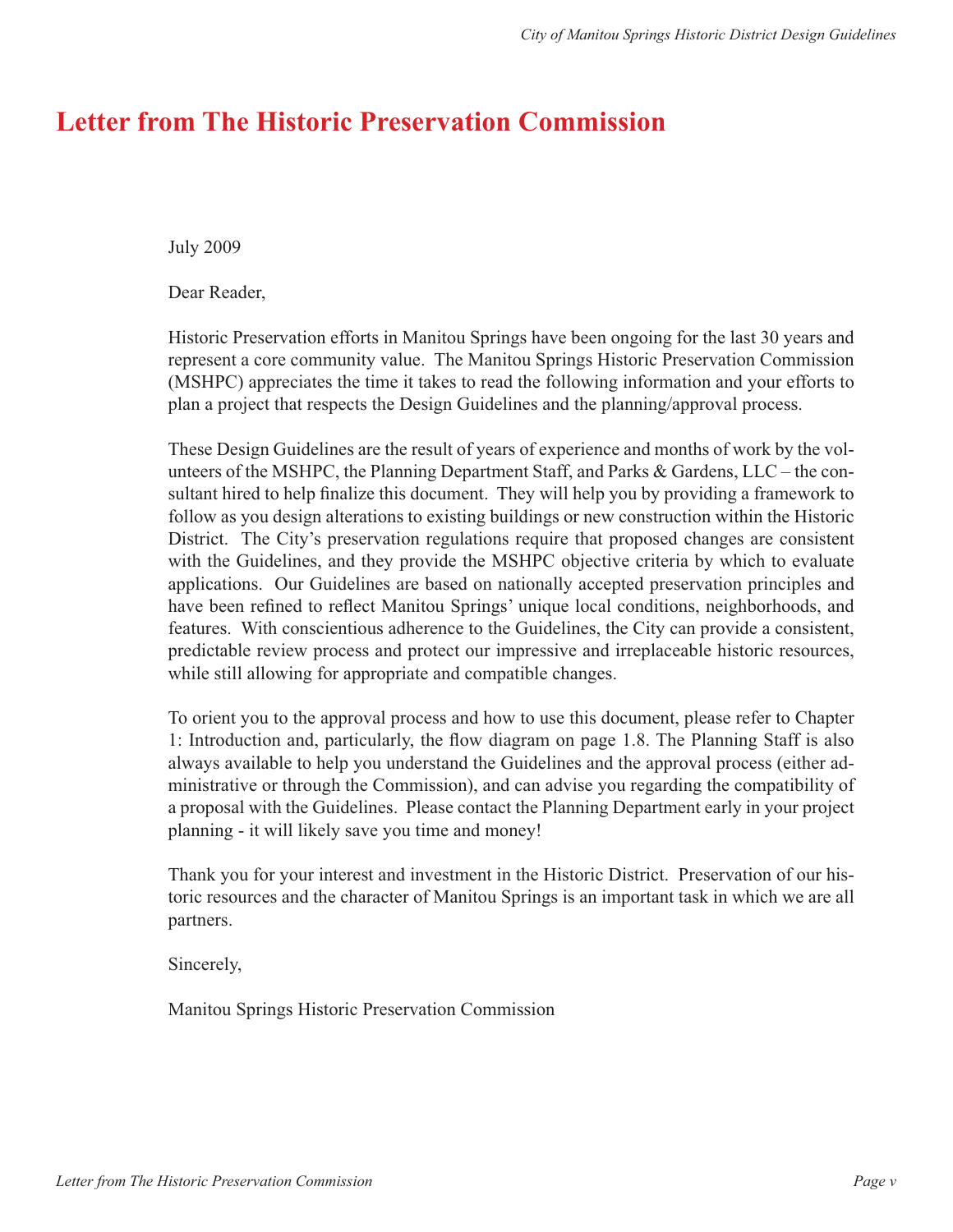# Letter from The Historic Preservation Commission

July 2009

Dear Reader,

Historic Preservation efforts in Manitou Springs have been ongoing for the last 30 years and represent a core community value. The Manitou Springs Historic Preservation Commission (MSHPC) appreciates the time it takes to read the following information and your efforts to plan a project that respects the Design Guidelines and the planning/approval process.

These Design Guidelines are the result of years of experience and months of work by the volunteers of the MSHPC, the Planning Department Staff, and Parks & Gardens, LLC – the consultant hired to help finalize this document. They will help you by providing a framework to follow as you design alterations to existing buildings or new construction within the Historic District. The City's preservation regulations require that proposed changes are consistent with the Guidelines, and they provide the MSHPC objective criteria by which to evaluate applications. Our Guidelines are based on nationally accepted preservation principles and have been refined to reflect Manitou Springs' unique local conditions, neighborhoods, and features. With conscientious adherence to the Guidelines, the City can provide a consistent, predictable review process and protect our impressive and irreplaceable historic resources, while still allowing for appropriate and compatible changes.

To orient you to the approval process and how to use this document, please refer to Chapter 1: Introduction and, particularly, the flow diagram on page 1.8. The Planning Staff is also always available to help you understand the Guidelines and the approval process (either administrative or through the Commission), and can advise you regarding the compatibility of a proposal with the Guidelines. Please contact the Planning Department early in your project planning - it will likely save you time and money!

Thank you for your interest and investment in the Historic District. Preservation of our historic resources and the character of Manitou Springs is an important task in which we are all partners.

Sincerely,

Manitou Springs Historic Preservation Commission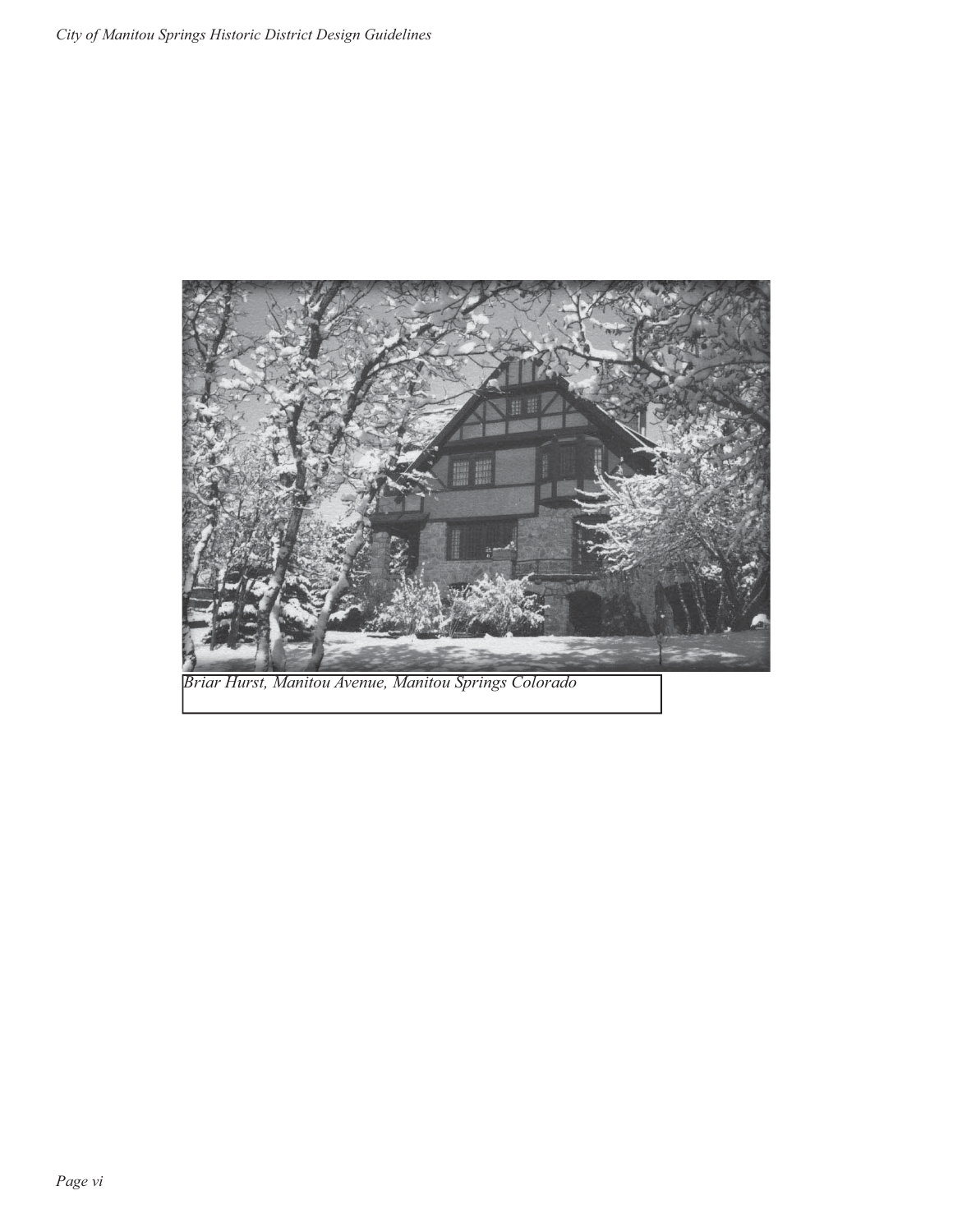*Briar Hurst, Manitou Avenue, Manitou Springs Colorado*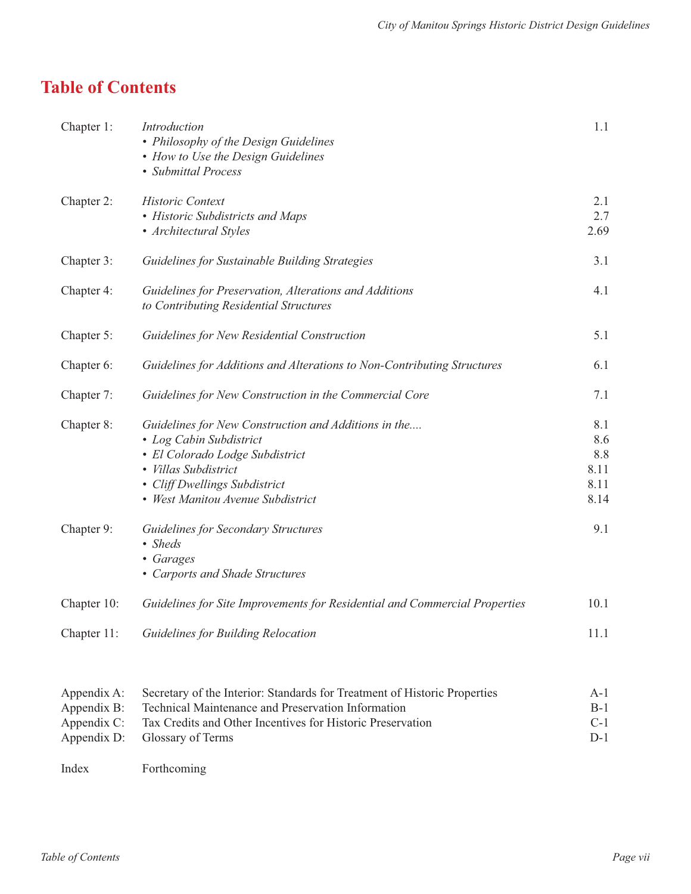# Table of Contents

| | | |
|---|---|---|
| Chapter 1: | *Introduction* | 1.1 |
| | • *Philosophy of the Design Guidelines* | |
| | • *How to Use the Design Guidelines* | |
| | • *Submittal Process* | |
| Chapter 2: | *Historic Context* | 2.1 |
| | • *Historic Subdistricts and Maps* | 2.7 |
| | • *Architectural Styles* | 2.69 |
| Chapter 3: | *Guidelines for Sustainable Building Strategies* | 3.1 |
| Chapter 4: | *Guidelines for Preservation, Alterations and Additions to Contributing Residential Structures* | 4.1 |
| Chapter 5: | *Guidelines for New Residential Construction* | 5.1 |
| Chapter 6: | *Guidelines for Additions and Alterations to Non-Contributing Structures* | 6.1 |
| Chapter 7: | *Guidelines for New Construction in the Commercial Core* | 7.1 |
| Chapter 8: | *Guidelines for New Construction and Additions in the....* | 8.1 |
| | • *Log Cabin Subdistrict* | 8.6 |
| | • *El Colorado Lodge Subdistrict* | 8.8 |
| | • *Villas Subdistrict* | 8.11 |
| | • *Cliff Dwellings Subdistrict* | 8.11 |
| | • *West Manitou Avenue Subdistrict* | 8.14 |
| Chapter 9: | *Guidelines for Secondary Structures* | 9.1 |
| | • *Sheds* | |
| | • *Garages* | |
| | • *Carports and Shade Structures* | |
| Chapter 10: | *Guidelines for Site Improvements for Residential and Commercial Properties* | 10.1 |
| Chapter 11: | *Guidelines for Building Relocation* | 11.1 |

| | | |
|---|---|---|
| Appendix A: | Secretary of the Interior: Standards for Treatment of Historic Properties | A-1 |
| Appendix B: | Technical Maintenance and Preservation Information | B-1 |
| Appendix C: | Tax Credits and Other Incentives for Historic Preservation | C-1 |
| Appendix D: | Glossary of Terms | D-1 |

Index Forthcoming